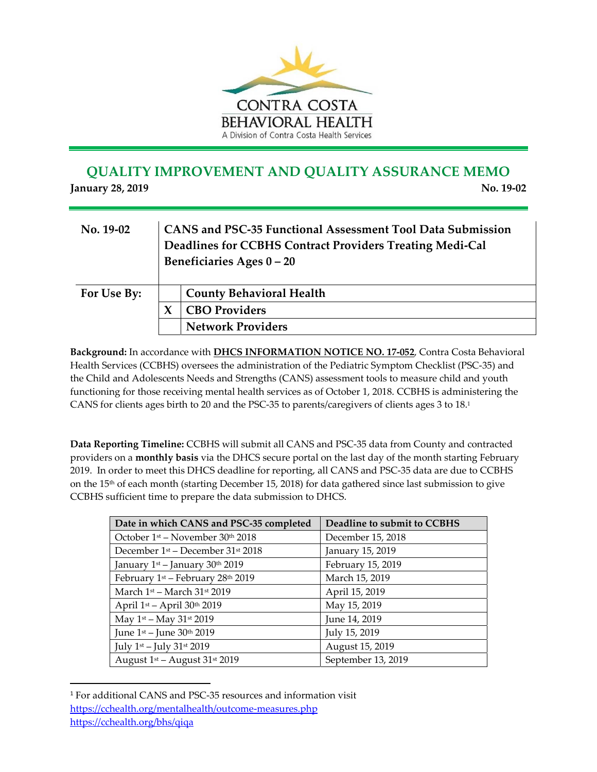CONTRA COSTA BEHAVIORAL HEALTH

A Division of Contra Costa Health Services

# QUALITY IMPROVEMENT AND QUALITY ASSURANCE MEMO

**January 28, 2019** **No. 19-02**

| No. 19-02 | CANS and PSC-35 Functional Assessment Tool Data Submission Deadlines for CCBHS Contract Providers Treating Medi-Cal Beneficiaries Ages 0 – 20 | |
|---|---|---|
| For Use By: | | County Behavioral Health |
| | X | CBO Providers |
| | | Network Providers |

**Background:** In accordance with **DHCS INFORMATION NOTICE NO. 17-052**, Contra Costa Behavioral Health Services (CCBHS) oversees the administration of the Pediatric Symptom Checklist (PSC-35) and the Child and Adolescents Needs and Strengths (CANS) assessment tools to measure child and youth functioning for those receiving mental health services as of October 1, 2018. CCBHS is administering the CANS for clients ages birth to 20 and the PSC-35 to parents/caregivers of clients ages 3 to 18.[1]

**Data Reporting Timeline:** CCBHS will submit all CANS and PSC-35 data from County and contracted providers on a **monthly basis** via the DHCS secure portal on the last day of the month starting February 2019. In order to meet this DHCS deadline for reporting, all CANS and PSC-35 data are due to CCBHS on the 15th of each month (starting December 15, 2018) for data gathered since last submission to give CCBHS sufficient time to prepare the data submission to DHCS.

| Date in which CANS and PSC-35 completed | Deadline to submit to CCBHS |
|---|---|
| October 1st – November 30th 2018 | December 15, 2018 |
| December 1st – December 31st 2018 | January 15, 2019 |
| January 1st – January 30th 2019 | February 15, 2019 |
| February 1st – February 28th 2019 | March 15, 2019 |
| March 1st – March 31st 2019 | April 15, 2019 |
| April 1st – April 30th 2019 | May 15, 2019 |
| May 1st – May 31st 2019 | June 14, 2019 |
| June 1st – June 30th 2019 | July 15, 2019 |
| July 1st – July 31st 2019 | August 15, 2019 |
| August 1st – August 31st 2019 | September 13, 2019 |

[1] For additional CANS and PSC-35 resources and information visit
https://cchealth.org/mentalhealth/outcome-measures.php
https://cchealth.org/bhs/qiqa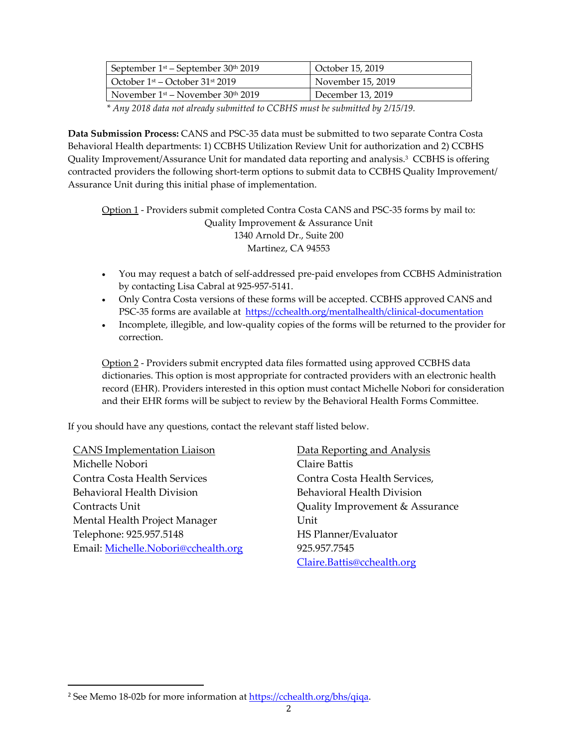| | |
|---|---|
| September 1st – September 30th 2019 | October 15, 2019 |
| October 1st – October 31st 2019 | November 15, 2019 |
| November 1st – November 30th 2019 | December 13, 2019 |

*\* Any 2018 data not already submitted to CCBHS must be submitted by 2/15/19.*

**Data Submission Process:** CANS and PSC-35 data must be submitted to two separate Contra Costa Behavioral Health departments: 1) CCBHS Utilization Review Unit for authorization and 2) CCBHS Quality Improvement/Assurance Unit for mandated data reporting and analysis.[3] CCBHS is offering contracted providers the following short-term options to submit data to CCBHS Quality Improvement/ Assurance Unit during this initial phase of implementation.

Option 1 - Providers submit completed Contra Costa CANS and PSC-35 forms by mail to:
Quality Improvement & Assurance Unit
1340 Arnold Dr., Suite 200
Martinez, CA 94553

- You may request a batch of self-addressed pre-paid envelopes from CCBHS Administration by contacting Lisa Cabral at 925-957-5141.
- Only Contra Costa versions of these forms will be accepted. CCBHS approved CANS and PSC-35 forms are available at https://cchealth.org/mentalhealth/clinical-documentation
- Incomplete, illegible, and low-quality copies of the forms will be returned to the provider for correction.

Option 2 - Providers submit encrypted data files formatted using approved CCBHS data dictionaries. This option is most appropriate for contracted providers with an electronic health record (EHR). Providers interested in this option must contact Michelle Nobori for consideration and their EHR forms will be subject to review by the Behavioral Health Forms Committee.

If you should have any questions, contact the relevant staff listed below.

CANS Implementation Liaison
Michelle Nobori
Contra Costa Health Services
Behavioral Health Division
Contracts Unit
Mental Health Project Manager
Telephone: 925.957.5148
Email: Michelle.Nobori@cchealth.org

Data Reporting and Analysis
Claire Battis
Contra Costa Health Services,
Behavioral Health Division
Quality Improvement & Assurance Unit
HS Planner/Evaluator
925.957.7545
Claire.Battis@cchealth.org

[2] See Memo 18-02b for more information at https://cchealth.org/bhs/qiqa.